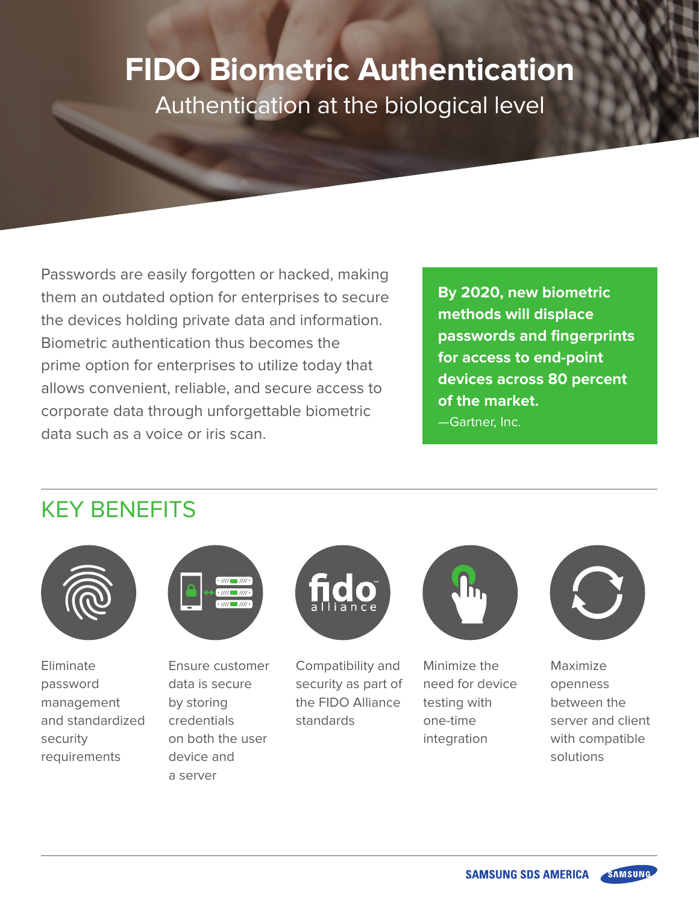# FIDO Biometric Authentication

Authentication at the biological level

Passwords are easily forgotten or hacked, making them an outdated option for enterprises to secure the devices holding private data and information. Biometric authentication thus becomes the prime option for enterprises to utilize today that allows convenient, reliable, and secure access to corporate data through unforgettable biometric data such as a voice or iris scan.

> **By 2020, new biometric methods will displace passwords and fingerprints for access to end-point devices across 80 percent of the market.**
>
> —Gartner, Inc.

## KEY BENEFITS

- Eliminate password management and standardized security requirements
- Ensure customer data is secure by storing credentials on both the user device and a server
- Compatibility and security as part of the FIDO Alliance standards
- Minimize the need for device testing with one-time integration
- Maximize openness between the server and client with compatible solutions

SAMSUNG SDS AMERICA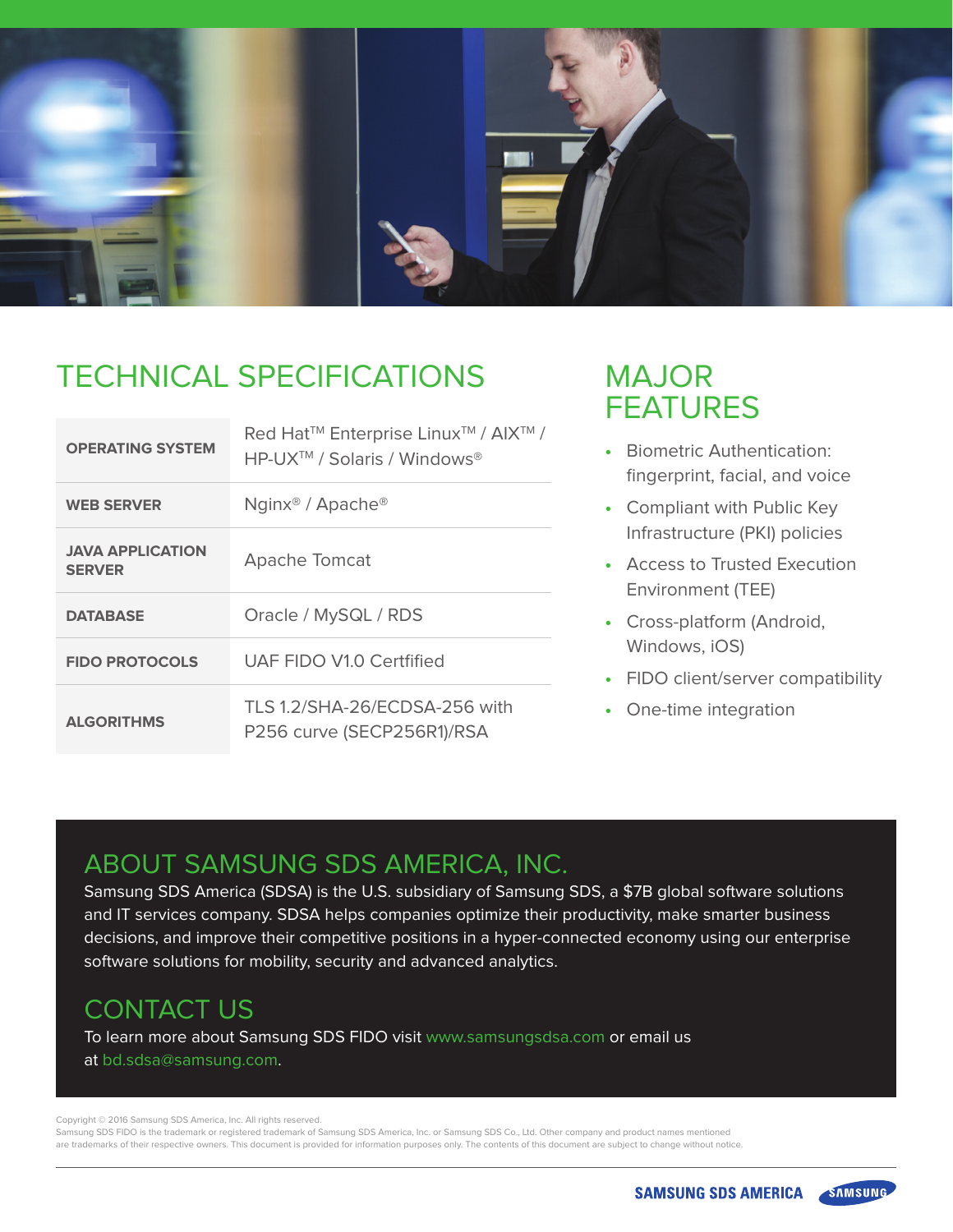## TECHNICAL SPECIFICATIONS

| | |
|---|---|
| **OPERATING SYSTEM** | Red Hat™ Enterprise Linux™ / AIX™ / HP-UX™ / Solaris / Windows® |
| **WEB SERVER** | Nginx® / Apache® |
| **JAVA APPLICATION SERVER** | Apache Tomcat |
| **DATABASE** | Oracle / MySQL / RDS |
| **FIDO PROTOCOLS** | UAF FIDO V1.0 Certfified |
| **ALGORITHMS** | TLS 1.2/SHA-26/ECDSA-256 with P256 curve (SECP256R1)/RSA |

## MAJOR FEATURES

- Biometric Authentication: fingerprint, facial, and voice
- Compliant with Public Key Infrastructure (PKI) policies
- Access to Trusted Execution Environment (TEE)
- Cross-platform (Android, Windows, iOS)
- FIDO client/server compatibility
- One-time integration

## ABOUT SAMSUNG SDS AMERICA, INC.

Samsung SDS America (SDSA) is the U.S. subsidiary of Samsung SDS, a $7B global software solutions and IT services company. SDSA helps companies optimize their productivity, make smarter business decisions, and improve their competitive positions in a hyper-connected economy using our enterprise software solutions for mobility, security and advanced analytics.

## CONTACT US

To learn more about Samsung SDS FIDO visit www.samsungsdsa.com or email us at bd.sdsa@samsung.com.

Copyright © 2016 Samsung SDS America, Inc. All rights reserved.
Samsung SDS FIDO is the trademark or registered trademark of Samsung SDS America, Inc. or Samsung SDS Co., Ltd. Other company and product names mentioned are trademarks of their respective owners. This document is provided for information purposes only. The contents of this document are subject to change without notice.

SAMSUNG SDS AMERICA SAMSUNG